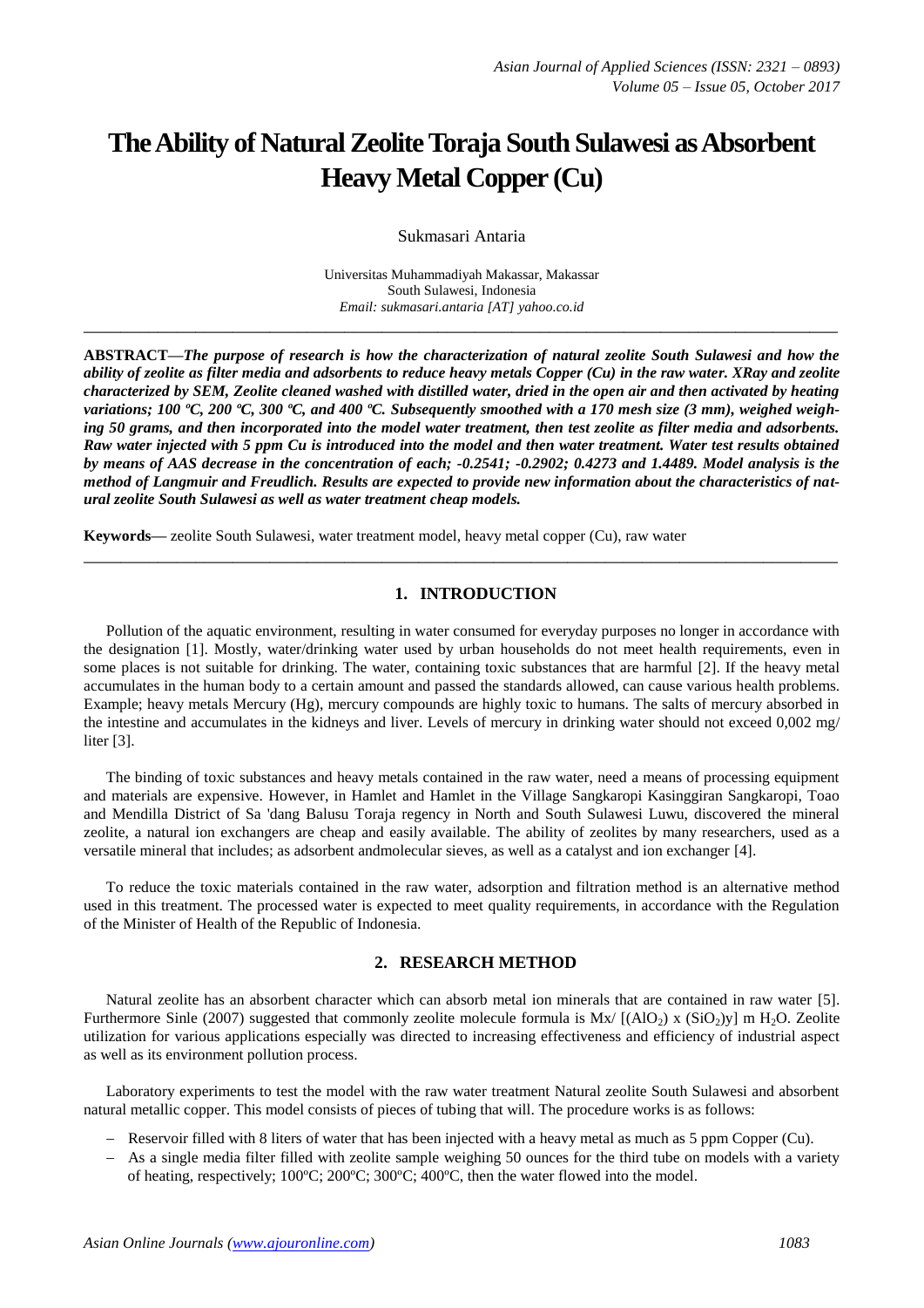# The Ability of Natural Zeolite Toraja South Sulawesi as Absorbent Heavy Metal Copper (Cu)

Sukmasari Antaria

Universitas Muhammadiyah Makassar, Makassar
South Sulawesi, Indonesia
*Email: sukmasari.antaria [AT] yahoo.co.id*

---

**ABSTRACT—*The purpose of research is how the characterization of natural zeolite South Sulawesi and how the ability of zeolite as filter media and adsorbents to reduce heavy metals Copper (Cu) in the raw water. XRay and zeolite characterized by SEM, Zeolite cleaned washed with distilled water, dried in the open air and then activated by heating variations; 100 ºC, 200 ºC, 300 ºC, and 400 ºC. Subsequently smoothed with a 170 mesh size (3 mm), weighed weighing 50 grams, and then incorporated into the model water treatment, then test zeolite as filter media and adsorbents. Raw water injected with 5 ppm Cu is introduced into the model and then water treatment. Water test results obtained by means of AAS decrease in the concentration of each; -0.2541; -0.2902; 0.4273 and 1.4489. Model analysis is the method of Langmuir and Freudlich. Results are expected to provide new information about the characteristics of natural zeolite South Sulawesi as well as water treatment cheap models.***

**Keywords—** zeolite South Sulawesi, water treatment model, heavy metal copper (Cu), raw water

---

## 1. INTRODUCTION

Pollution of the aquatic environment, resulting in water consumed for everyday purposes no longer in accordance with the designation [1]. Mostly, water/drinking water used by urban households do not meet health requirements, even in some places is not suitable for drinking. The water, containing toxic substances that are harmful [2]. If the heavy metal accumulates in the human body to a certain amount and passed the standards allowed, can cause various health problems. Example; heavy metals Mercury (Hg), mercury compounds are highly toxic to humans. The salts of mercury absorbed in the intestine and accumulates in the kidneys and liver. Levels of mercury in drinking water should not exceed 0,002 mg/ liter [3].

The binding of toxic substances and heavy metals contained in the raw water, need a means of processing equipment and materials are expensive. However, in Hamlet and Hamlet in the Village Sangkaropi Kasinggiran Sangkaropi, Toao and Mendilla District of Sa 'dang Balusu Toraja regency in North and South Sulawesi Luwu, discovered the mineral zeolite, a natural ion exchangers are cheap and easily available. The ability of zeolites by many researchers, used as a versatile mineral that includes; as adsorbent andmolecular sieves, as well as a catalyst and ion exchanger [4].

To reduce the toxic materials contained in the raw water, adsorption and filtration method is an alternative method used in this treatment. The processed water is expected to meet quality requirements, in accordance with the Regulation of the Minister of Health of the Republic of Indonesia.

## 2. RESEARCH METHOD

Natural zeolite has an absorbent character which can absorb metal ion minerals that are contained in raw water [5]. Furthermore Sinle (2007) suggested that commonly zeolite molecule formula is Mx/ [$(AlO_2)$ x $(SiO_2)$y] m $H_2O$. Zeolite utilization for various applications especially was directed to increasing effectiveness and efficiency of industrial aspect as well as its environment pollution process.

Laboratory experiments to test the model with the raw water treatment Natural zeolite South Sulawesi and absorbent natural metallic copper. This model consists of pieces of tubing that will. The procedure works is as follows:

- Reservoir filled with 8 liters of water that has been injected with a heavy metal as much as 5 ppm Copper (Cu).
- As a single media filter filled with zeolite sample weighing 50 ounces for the third tube on models with a variety of heating, respectively; 100ºC; 200ºC; 300ºC; 400ºC, then the water flowed into the model.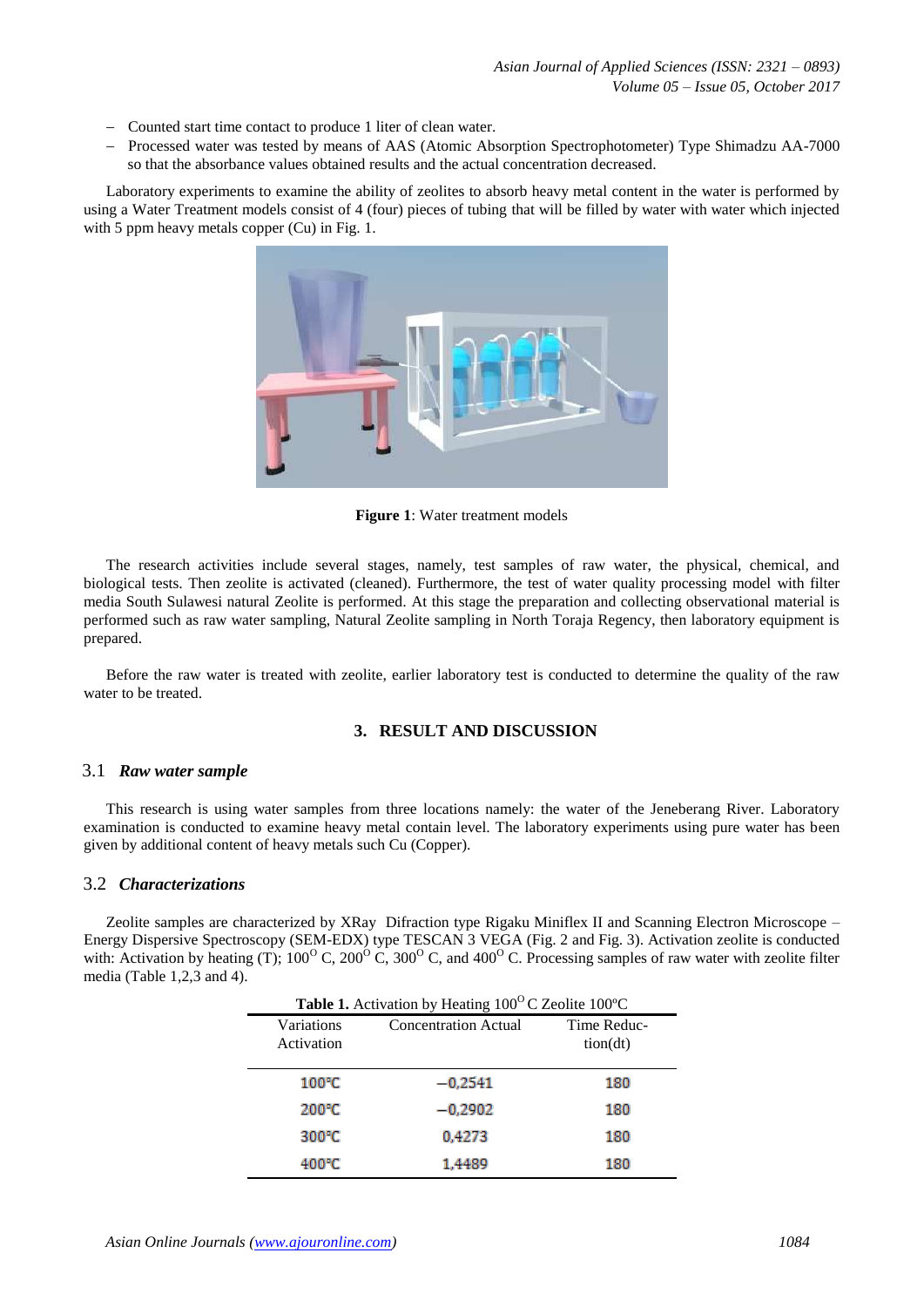- Counted start time contact to produce 1 liter of clean water.
- Processed water was tested by means of AAS (Atomic Absorption Spectrophotometer) Type Shimadzu AA-7000 so that the absorbance values obtained results and the actual concentration decreased.

Laboratory experiments to examine the ability of zeolites to absorb heavy metal content in the water is performed by using a Water Treatment models consist of 4 (four) pieces of tubing that will be filled by water with water which injected with 5 ppm heavy metals copper (Cu) in Fig. 1.

**Figure 1**: Water treatment models

The research activities include several stages, namely, test samples of raw water, the physical, chemical, and biological tests. Then zeolite is activated (cleaned). Furthermore, the test of water quality processing model with filter media South Sulawesi natural Zeolite is performed. At this stage the preparation and collecting observational material is performed such as raw water sampling, Natural Zeolite sampling in North Toraja Regency, then laboratory equipment is prepared.

Before the raw water is treated with zeolite, earlier laboratory test is conducted to determine the quality of the raw water to be treated.

## 3. RESULT AND DISCUSSION

### 3.1 *Raw water sample*

This research is using water samples from three locations namely: the water of the Jeneberang River. Laboratory examination is conducted to examine heavy metal contain level. The laboratory experiments using pure water has been given by additional content of heavy metals such Cu (Copper).

### 3.2 *Characterizations*

Zeolite samples are characterized by XRay Difraction type Rigaku Miniflex II and Scanning Electron Microscope – Energy Dispersive Spectroscopy (SEM-EDX) type TESCAN 3 VEGA (Fig. 2 and Fig. 3). Activation zeolite is conducted with: Activation by heating (T); 100$^{O}$ C, 200$^{O}$ C, 300$^{O}$ C, and 400$^{O}$ C. Processing samples of raw water with zeolite filter media (Table 1,2,3 and 4).

**Table 1.** Activation by Heating 100$^{O}$ C Zeolite 100ºC

| Variations Activation | Concentration Actual | Time Reduc-tion(dt) |
|---|---|---|
| 100ºC | −0,2541 | 180 |
| 200ºC | −0,2902 | 180 |
| 300ºC | 0,4273 | 180 |
| 400ºC | 1,4489 | 180 |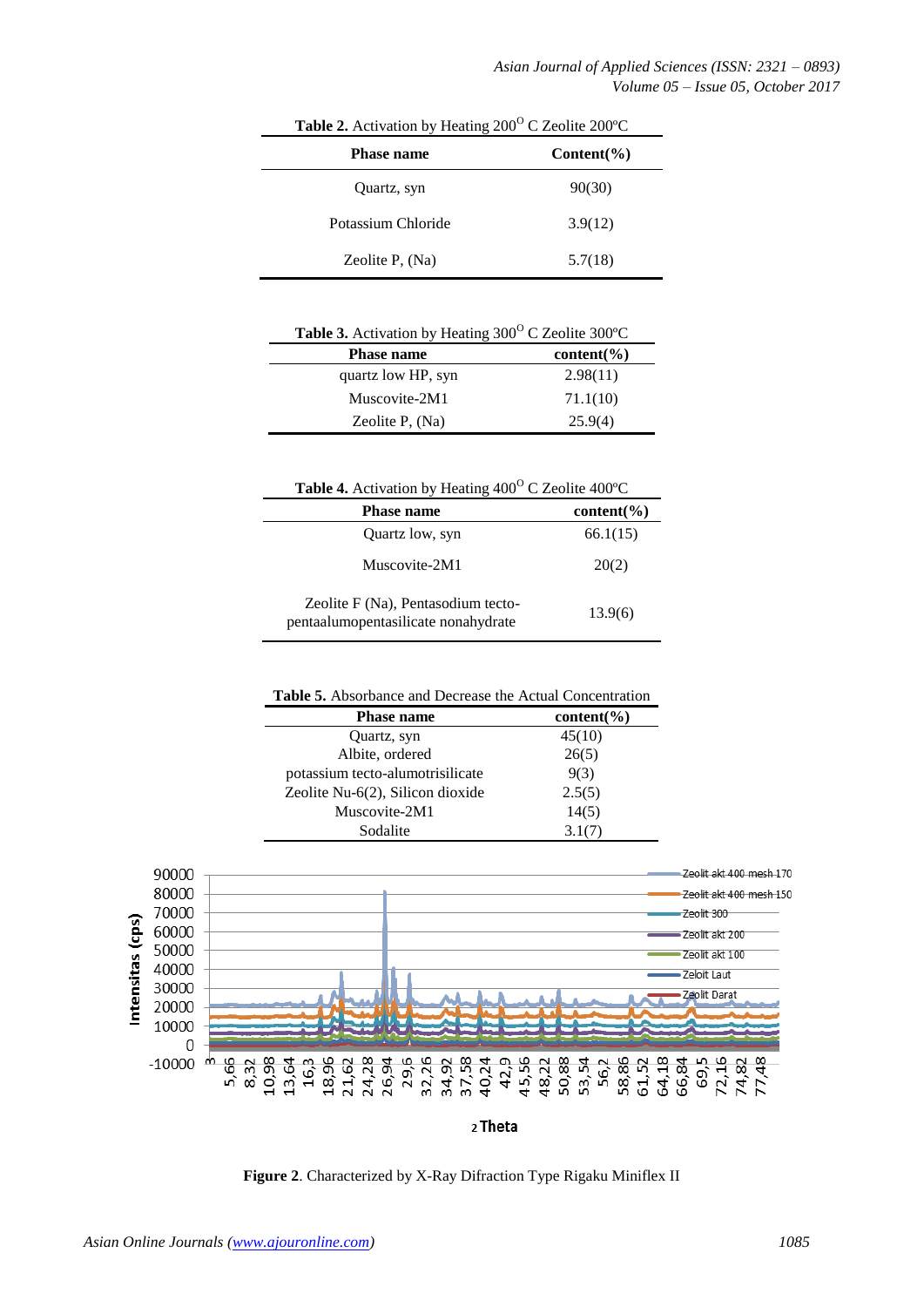**Table 2.** Activation by Heating 200$^O$ C Zeolite 200ºC

| Phase name | Content(%) |
|---|---|
| Quartz, syn | 90(30) |
| Potassium Chloride | 3.9(12) |
| Zeolite P, (Na) | 5.7(18) |

**Table 3.** Activation by Heating 300$^O$ C Zeolite 300ºC

| Phase name | content(%) |
|---|---|
| quartz low HP, syn | 2.98(11) |
| Muscovite-2M1 | 71.1(10) |
| Zeolite P, (Na) | 25.9(4) |

**Table 4.** Activation by Heating 400$^O$ C Zeolite 400ºC

| Phase name | content(%) |
|---|---|
| Quartz low, syn | 66.1(15) |
| Muscovite-2M1 | 20(2) |
| Zeolite F (Na), Pentasodium tecto-pentaalumopentasilicate nonahydrate | 13.9(6) |

**Table 5.** Absorbance and Decrease the Actual Concentration

| Phase name | content(%) |
|---|---|
| Quartz, syn | 45(10) |
| Albite, ordered | 26(5) |
| potassium tecto-alumotrisilicate | 9(3) |
| Zeolite Nu-6(2), Silicon dioxide | 2.5(5) |
| Muscovite-2M1 | 14(5) |
| Sodalite | 3.1(7) |

**Figure 2**. Characterized by X-Ray Difraction Type Rigaku Miniflex II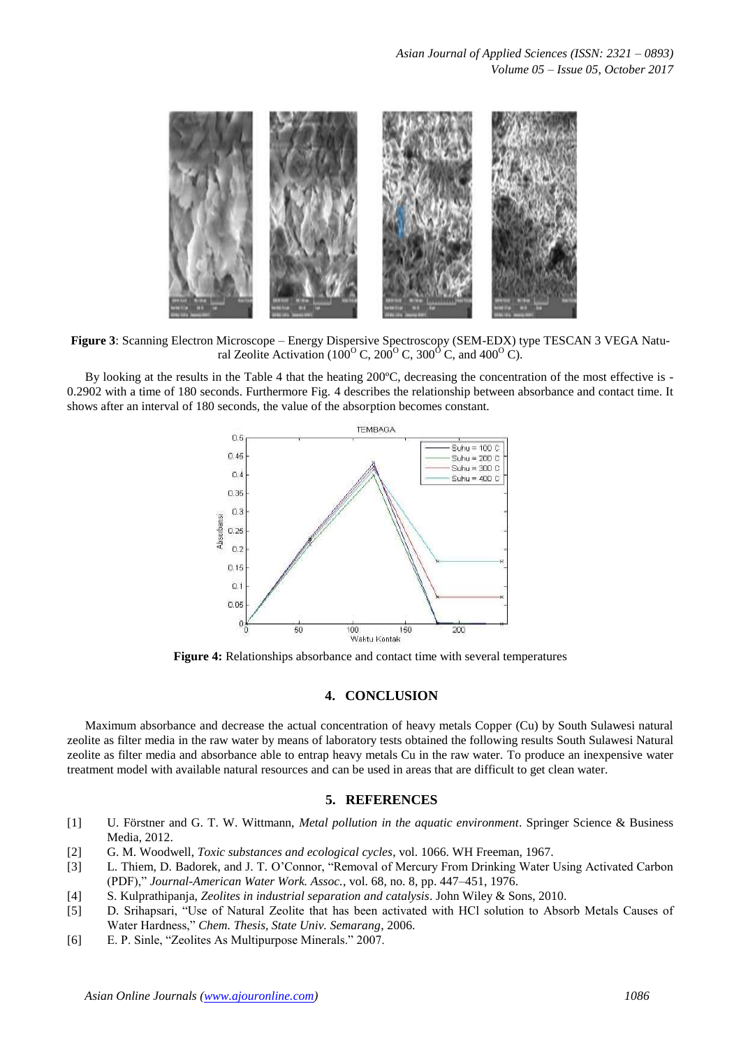**Figure 3**: Scanning Electron Microscope – Energy Dispersive Spectroscopy (SEM-EDX) type TESCAN 3 VEGA Natural Zeolite Activation ($100^{O}$ C, $200^{O}$ C, $300^{O}$ C, and $400^{O}$ C).

By looking at the results in the Table 4 that the heating 200ºC, decreasing the concentration of the most effective is -0.2902 with a time of 180 seconds. Furthermore Fig. 4 describes the relationship between absorbance and contact time. It shows after an interval of 180 seconds, the value of the absorption becomes constant.

TEMBAGA

Absorbansi

Waktu Kontak

Suhu = 100 C
Suhu = 200 C
Suhu = 300 C
Suhu = 400 C

0
0.05
0.1
0.15
0.2
0.25
0.3
0.35
0.4
0.45
0.5

0
50
100
150
200

**Figure 4:** Relationships absorbance and contact time with several temperatures

## 4. CONCLUSION

Maximum absorbance and decrease the actual concentration of heavy metals Copper (Cu) by South Sulawesi natural zeolite as filter media in the raw water by means of laboratory tests obtained the following results South Sulawesi Natural zeolite as filter media and absorbance able to entrap heavy metals Cu in the raw water. To produce an inexpensive water treatment model with available natural resources and can be used in areas that are difficult to get clean water.

## 5. REFERENCES

[1] U. Förstner and G. T. W. Wittmann, *Metal pollution in the aquatic environment*. Springer Science & Business Media, 2012.

[2] G. M. Woodwell, *Toxic substances and ecological cycles*, vol. 1066. WH Freeman, 1967.

[3] L. Thiem, D. Badorek, and J. T. O'Connor, "Removal of Mercury From Drinking Water Using Activated Carbon (PDF)," *Journal-American Water Work. Assoc.*, vol. 68, no. 8, pp. 447–451, 1976.

[4] S. Kulprathipanja, *Zeolites in industrial separation and catalysis*. John Wiley & Sons, 2010.

[5] D. Srihapsari, "Use of Natural Zeolite that has been activated with HCl solution to Absorb Metals Causes of Water Hardness," *Chem. Thesis, State Univ. Semarang*, 2006.

[6] E. P. Sinle, "Zeolites As Multipurpose Minerals." 2007.